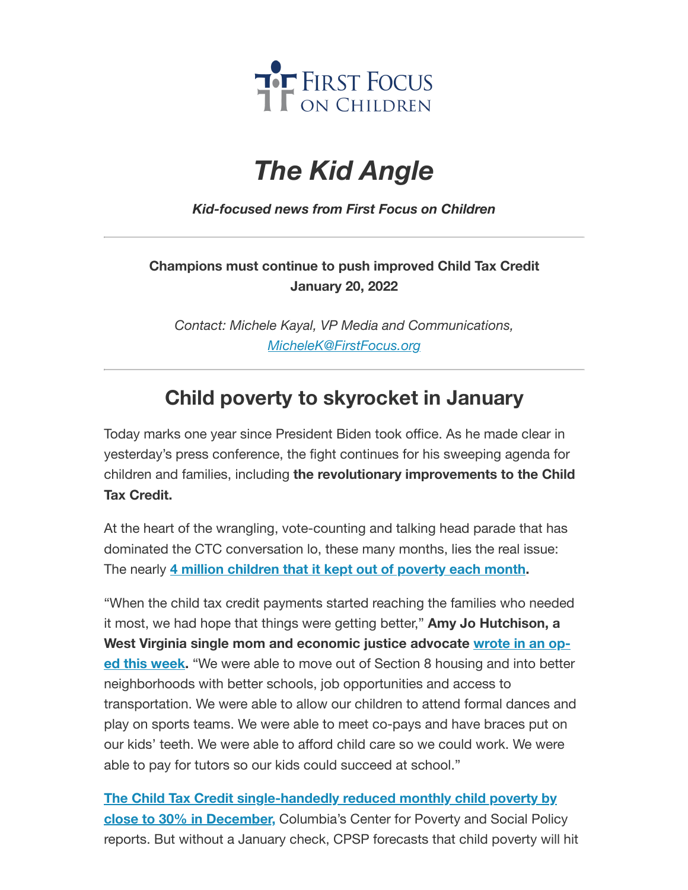First Focus on Children

# *The Kid Angle*

***Kid-focused news from First Focus on Children***

---

**Champions must continue to push improved Child Tax Credit**
**January 20, 2022**

*Contact: Michele Kayal, VP Media and Communications, MicheleK@FirstFocus.org*

---

## Child poverty to skyrocket in January

Today marks one year since President Biden took office. As he made clear in yesterday's press conference, the fight continues for his sweeping agenda for children and families, including **the revolutionary improvements to the Child Tax Credit.**

At the heart of the wrangling, vote-counting and talking head parade that has dominated the CTC conversation lo, these many months, lies the real issue: The nearly **4 million children that it kept out of poverty each month.**

"When the child tax credit payments started reaching the families who needed it most, we had hope that things were getting better," **Amy Jo Hutchison, a West Virginia single mom and economic justice advocate wrote in an op-ed this week.** "We were able to move out of Section 8 housing and into better neighborhoods with better schools, job opportunities and access to transportation. We were able to allow our children to attend formal dances and play on sports teams. We were able to meet co-pays and have braces put on our kids' teeth. We were able to afford child care so we could work. We were able to pay for tutors so our kids could succeed at school."

**The Child Tax Credit single-handedly reduced monthly child poverty by close to 30% in December,** Columbia's Center for Poverty and Social Policy reports. But without a January check, CPSP forecasts that child poverty will hit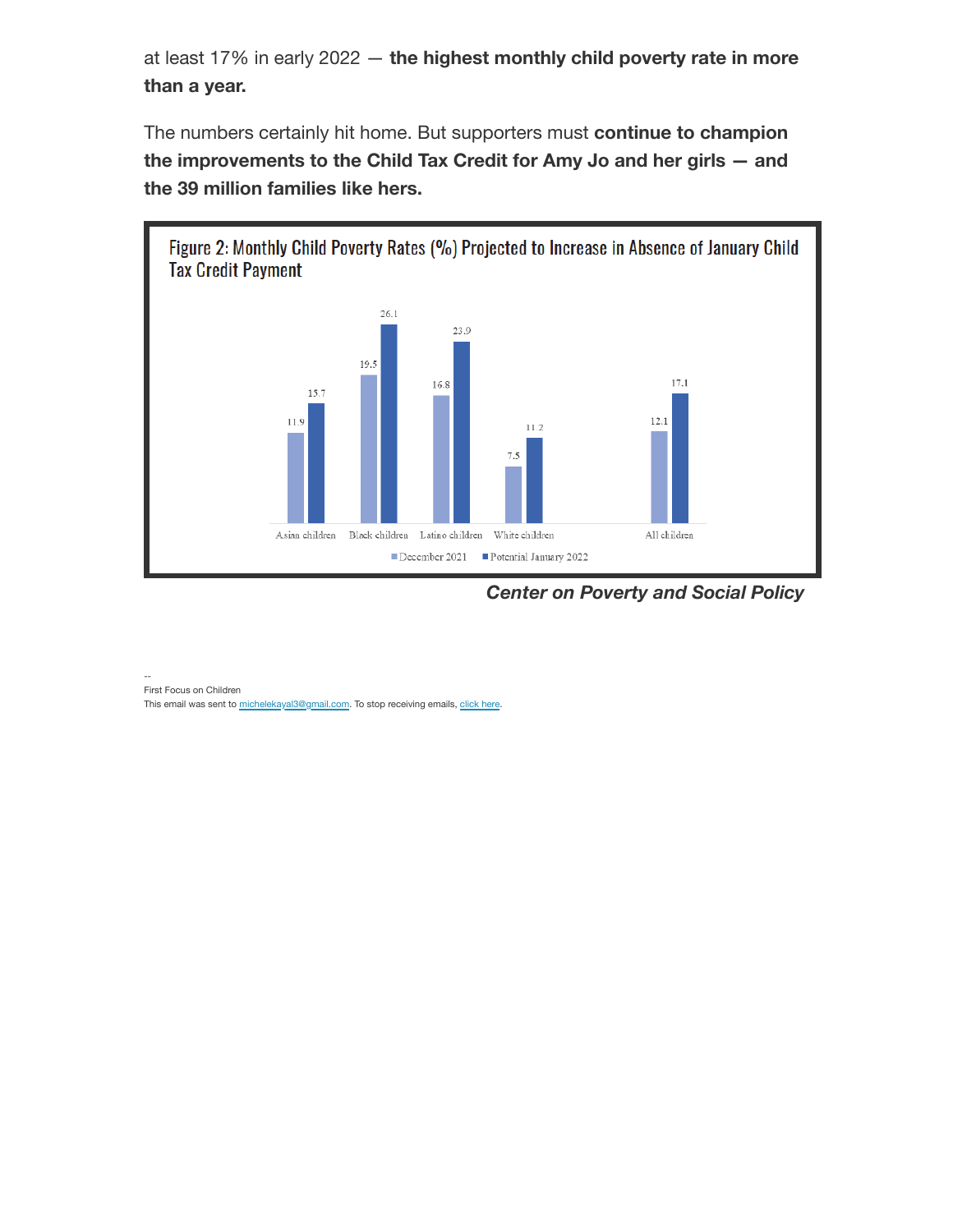at least 17% in early 2022 — **the highest monthly child poverty rate in more than a year.**

The numbers certainly hit home. But supporters must **continue to champion the improvements to the Child Tax Credit for Amy Jo and her girls — and the 39 million families like hers.**

Figure 2: Monthly Child Poverty Rates (%) Projected to Increase in Absence of January Child Tax Credit Payment

Asian children: 11.9, 15.7
Black children: 19.5, 26.1
Latino children: 16.8, 23.9
White children: 7.5, 11.2
All children: 12.1, 17.1

December 2021 | Potential January 2022

***Center on Poverty and Social Policy***

--
First Focus on Children
This email was sent to michelekayal3@gmail.com. To stop receiving emails, click here.